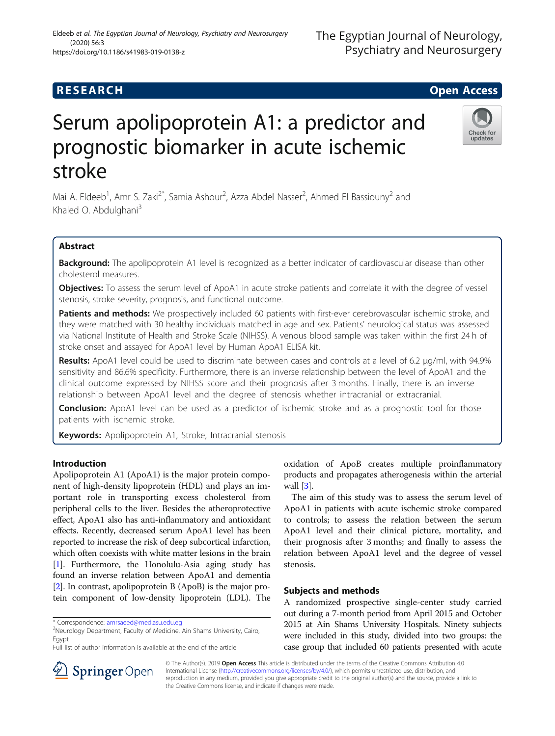RESEARCH Open Access

# Serum apolipoprotein A1: a predictor and prognostic biomarker in acute ischemic stroke

Mai A. Eldeeb[1], Amr S. Zaki[2*], Samia Ashour[2], Azza Abdel Nasser[2], Ahmed El Bassiouny[2] and Khaled O. Abdulghani[3]

## Abstract

**Background:** The apolipoprotein A1 level is recognized as a better indicator of cardiovascular disease than other cholesterol measures.

**Objectives:** To assess the serum level of ApoA1 in acute stroke patients and correlate it with the degree of vessel stenosis, stroke severity, prognosis, and functional outcome.

**Patients and methods:** We prospectively included 60 patients with first-ever cerebrovascular ischemic stroke, and they were matched with 30 healthy individuals matched in age and sex. Patients' neurological status was assessed via National Institute of Health and Stroke Scale (NIHSS). A venous blood sample was taken within the first 24 h of stroke onset and assayed for ApoA1 level by Human ApoA1 ELISA kit.

**Results:** ApoA1 level could be used to discriminate between cases and controls at a level of 6.2 μg/ml, with 94.9% sensitivity and 86.6% specificity. Furthermore, there is an inverse relationship between the level of ApoA1 and the clinical outcome expressed by NIHSS score and their prognosis after 3 months. Finally, there is an inverse relationship between ApoA1 level and the degree of stenosis whether intracranial or extracranial.

**Conclusion:** ApoA1 level can be used as a predictor of ischemic stroke and as a prognostic tool for those patients with ischemic stroke.

**Keywords:** Apolipoprotein A1, Stroke, Intracranial stenosis

## Introduction

Apolipoprotein A1 (ApoA1) is the major protein component of high-density lipoprotein (HDL) and plays an important role in transporting excess cholesterol from peripheral cells to the liver. Besides the atheroprotective effect, ApoA1 also has anti-inflammatory and antioxidant effects. Recently, decreased serum ApoA1 level has been reported to increase the risk of deep subcortical infarction, which often coexists with white matter lesions in the brain [1]. Furthermore, the Honolulu-Asia aging study has found an inverse relation between ApoA1 and dementia [2]. In contrast, apolipoprotein B (ApoB) is the major protein component of low-density lipoprotein (LDL). The oxidation of ApoB creates multiple proinflammatory products and propagates atherogenesis within the arterial wall [3].

The aim of this study was to assess the serum level of ApoA1 in patients with acute ischemic stroke compared to controls; to assess the relation between the serum ApoA1 level and their clinical picture, mortality, and their prognosis after 3 months; and finally to assess the relation between ApoA1 level and the degree of vessel stenosis.

## Subjects and methods

A randomized prospective single-center study carried out during a 7-month period from April 2015 and October 2015 at Ain Shams University Hospitals. Ninety subjects were included in this study, divided into two groups: the case group that included 60 patients presented with acute

* Correspondence: amrsaeed@med.asu.edu.eg
[2]Neurology Department, Faculty of Medicine, Ain Shams University, Cairo, Egypt
Full list of author information is available at the end of the article

© The Author(s). 2019 **Open Access** This article is distributed under the terms of the Creative Commons Attribution 4.0 International License (http://creativecommons.org/licenses/by/4.0/), which permits unrestricted use, distribution, and reproduction in any medium, provided you give appropriate credit to the original author(s) and the source, provide a link to the Creative Commons license, and indicate if changes were made.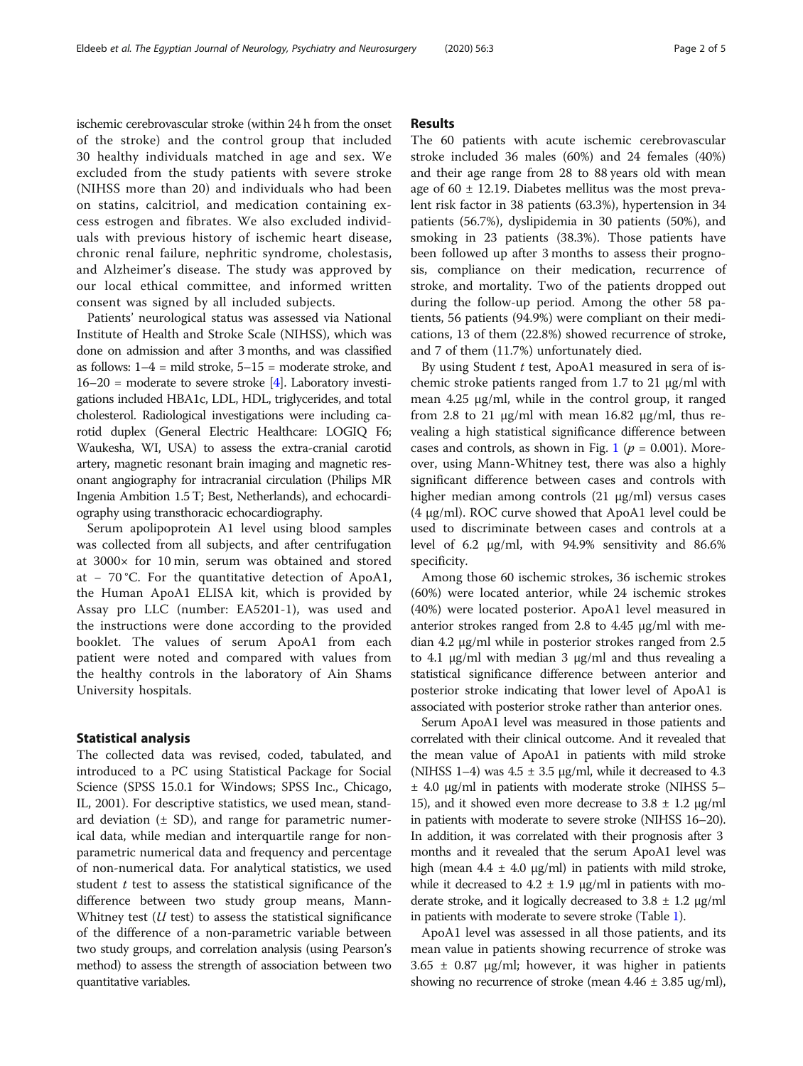ischemic cerebrovascular stroke (within 24 h from the onset of the stroke) and the control group that included 30 healthy individuals matched in age and sex. We excluded from the study patients with severe stroke (NIHSS more than 20) and individuals who had been on statins, calcitriol, and medication containing excess estrogen and fibrates. We also excluded individuals with previous history of ischemic heart disease, chronic renal failure, nephritic syndrome, cholestasis, and Alzheimer's disease. The study was approved by our local ethical committee, and informed written consent was signed by all included subjects.

Patients' neurological status was assessed via National Institute of Health and Stroke Scale (NIHSS), which was done on admission and after 3 months, and was classified as follows: 1–4 = mild stroke, 5–15 = moderate stroke, and 16–20 = moderate to severe stroke [4]. Laboratory investigations included HBA1c, LDL, HDL, triglycerides, and total cholesterol. Radiological investigations were including carotid duplex (General Electric Healthcare: LOGIQ F6; Waukesha, WI, USA) to assess the extra-cranial carotid artery, magnetic resonant brain imaging and magnetic resonant angiography for intracranial circulation (Philips MR Ingenia Ambition 1.5 T; Best, Netherlands), and echocardiography using transthoracic echocardiography.

Serum apolipoprotein A1 level using blood samples was collected from all subjects, and after centrifugation at 3000× for 10 min, serum was obtained and stored at − 70 °C. For the quantitative detection of ApoA1, the Human ApoA1 ELISA kit, which is provided by Assay pro LLC (number: EA5201-1), was used and the instructions were done according to the provided booklet. The values of serum ApoA1 from each patient were noted and compared with values from the healthy controls in the laboratory of Ain Shams University hospitals.

## Statistical analysis

The collected data was revised, coded, tabulated, and introduced to a PC using Statistical Package for Social Science (SPSS 15.0.1 for Windows; SPSS Inc., Chicago, IL, 2001). For descriptive statistics, we used mean, standard deviation (± SD), and range for parametric numerical data, while median and interquartile range for non-parametric numerical data and frequency and percentage of non-numerical data. For analytical statistics, we used student *t* test to assess the statistical significance of the difference between two study group means, Mann-Whitney test (*U* test) to assess the statistical significance of the difference of a non-parametric variable between two study groups, and correlation analysis (using Pearson's method) to assess the strength of association between two quantitative variables.

## Results

The 60 patients with acute ischemic cerebrovascular stroke included 36 males (60%) and 24 females (40%) and their age range from 28 to 88 years old with mean age of 60 ± 12.19. Diabetes mellitus was the most prevalent risk factor in 38 patients (63.3%), hypertension in 34 patients (56.7%), dyslipidemia in 30 patients (50%), and smoking in 23 patients (38.3%). Those patients have been followed up after 3 months to assess their prognosis, compliance on their medication, recurrence of stroke, and mortality. Two of the patients dropped out during the follow-up period. Among the other 58 patients, 56 patients (94.9%) were compliant on their medications, 13 of them (22.8%) showed recurrence of stroke, and 7 of them (11.7%) unfortunately died.

By using Student *t* test, ApoA1 measured in sera of ischemic stroke patients ranged from 1.7 to 21 μg/ml with mean 4.25 μg/ml, while in the control group, it ranged from 2.8 to 21 μg/ml with mean 16.82 μg/ml, thus revealing a high statistical significance difference between cases and controls, as shown in Fig. 1 ($p = 0.001$). Moreover, using Mann-Whitney test, there was also a highly significant difference between cases and controls with higher median among controls (21 μg/ml) versus cases (4 μg/ml). ROC curve showed that ApoA1 level could be used to discriminate between cases and controls at a level of 6.2 μg/ml, with 94.9% sensitivity and 86.6% specificity.

Among those 60 ischemic strokes, 36 ischemic strokes (60%) were located anterior, while 24 ischemic strokes (40%) were located posterior. ApoA1 level measured in anterior strokes ranged from 2.8 to 4.45 μg/ml with median 4.2 μg/ml while in posterior strokes ranged from 2.5 to 4.1 μg/ml with median 3 μg/ml and thus revealing a statistical significance difference between anterior and posterior stroke indicating that lower level of ApoA1 is associated with posterior stroke rather than anterior ones.

Serum ApoA1 level was measured in those patients and correlated with their clinical outcome. And it revealed that the mean value of ApoA1 in patients with mild stroke (NIHSS 1–4) was 4.5 ± 3.5 μg/ml, while it decreased to 4.3 ± 4.0 μg/ml in patients with moderate stroke (NIHSS 5–15), and it showed even more decrease to 3.8 ± 1.2 μg/ml in patients with moderate to severe stroke (NIHSS 16–20). In addition, it was correlated with their prognosis after 3 months and it revealed that the serum ApoA1 level was high (mean 4.4 ± 4.0 μg/ml) in patients with mild stroke, while it decreased to 4.2 ± 1.9 μg/ml in patients with moderate stroke, and it logically decreased to 3.8 ± 1.2 μg/ml in patients with moderate to severe stroke (Table 1).

ApoA1 level was assessed in all those patients, and its mean value in patients showing recurrence of stroke was 3.65 ± 0.87 μg/ml; however, it was higher in patients showing no recurrence of stroke (mean 4.46 ± 3.85 ug/ml),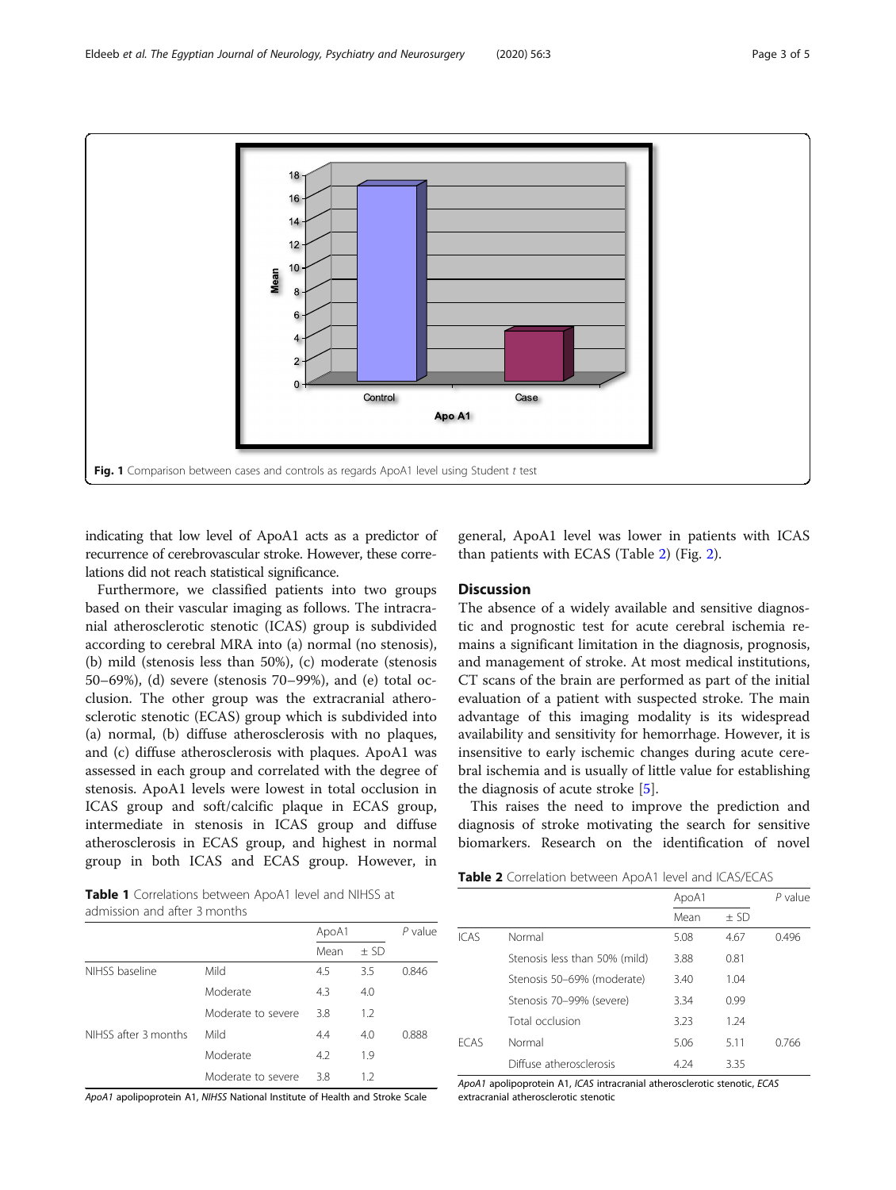Fig. 1 Comparison between cases and controls as regards ApoA1 level using Student *t* test

indicating that low level of ApoA1 acts as a predictor of recurrence of cerebrovascular stroke. However, these correlations did not reach statistical significance.

Furthermore, we classified patients into two groups based on their vascular imaging as follows. The intracranial atherosclerotic stenotic (ICAS) group is subdivided according to cerebral MRA into (a) normal (no stenosis), (b) mild (stenosis less than 50%), (c) moderate (stenosis 50–69%), (d) severe (stenosis 70–99%), and (e) total occlusion. The other group was the extracranial atherosclerotic stenotic (ECAS) group which is subdivided into (a) normal, (b) diffuse atherosclerosis with no plaques, and (c) diffuse atherosclerosis with plaques. ApoA1 was assessed in each group and correlated with the degree of stenosis. ApoA1 levels were lowest in total occlusion in ICAS group and soft/calcific plaque in ECAS group, intermediate in stenosis in ICAS group and diffuse atherosclerosis in ECAS group, and highest in normal group in both ICAS and ECAS group. However, in general, ApoA1 level was lower in patients with ICAS than patients with ECAS (Table 2) (Fig. 2).

**Table 1** Correlations between ApoA1 level and NIHSS at admission and after 3 months

| | | ApoA1 | | *P* value |
|---|---|---|---|---|
| | | Mean | ± SD | |
| NIHSS baseline | Mild | 4.5 | 3.5 | 0.846 |
| | Moderate | 4.3 | 4.0 | |
| | Moderate to severe | 3.8 | 1.2 | |
| NIHSS after 3 months | Mild | 4.4 | 4.0 | 0.888 |
| | Moderate | 4.2 | 1.9 | |
| | Moderate to severe | 3.8 | 1.2 | |

*ApoA1* apolipoprotein A1, *NIHSS* National Institute of Health and Stroke Scale

## Discussion

The absence of a widely available and sensitive diagnostic and prognostic test for acute cerebral ischemia remains a significant limitation in the diagnosis, prognosis, and management of stroke. At most medical institutions, CT scans of the brain are performed as part of the initial evaluation of a patient with suspected stroke. The main advantage of this imaging modality is its widespread availability and sensitivity for hemorrhage. However, it is insensitive to early ischemic changes during acute cerebral ischemia and is usually of little value for establishing the diagnosis of acute stroke [5].

This raises the need to improve the prediction and diagnosis of stroke motivating the search for sensitive biomarkers. Research on the identification of novel

**Table 2** Correlation between ApoA1 level and ICAS/ECAS

| | | ApoA1 | | *P* value |
|---|---|---|---|---|
| | | Mean | ± SD | |
| ICAS | Normal | 5.08 | 4.67 | 0.496 |
| | Stenosis less than 50% (mild) | 3.88 | 0.81 | |
| | Stenosis 50–69% (moderate) | 3.40 | 1.04 | |
| | Stenosis 70–99% (severe) | 3.34 | 0.99 | |
| | Total occlusion | 3.23 | 1.24 | |
| ECAS | Normal | 5.06 | 5.11 | 0.766 |
| | Diffuse atherosclerosis | 4.24 | 3.35 | |

*ApoA1* apolipoprotein A1, *ICAS* intracranial atherosclerotic stenotic, *ECAS* extracranial atherosclerotic stenotic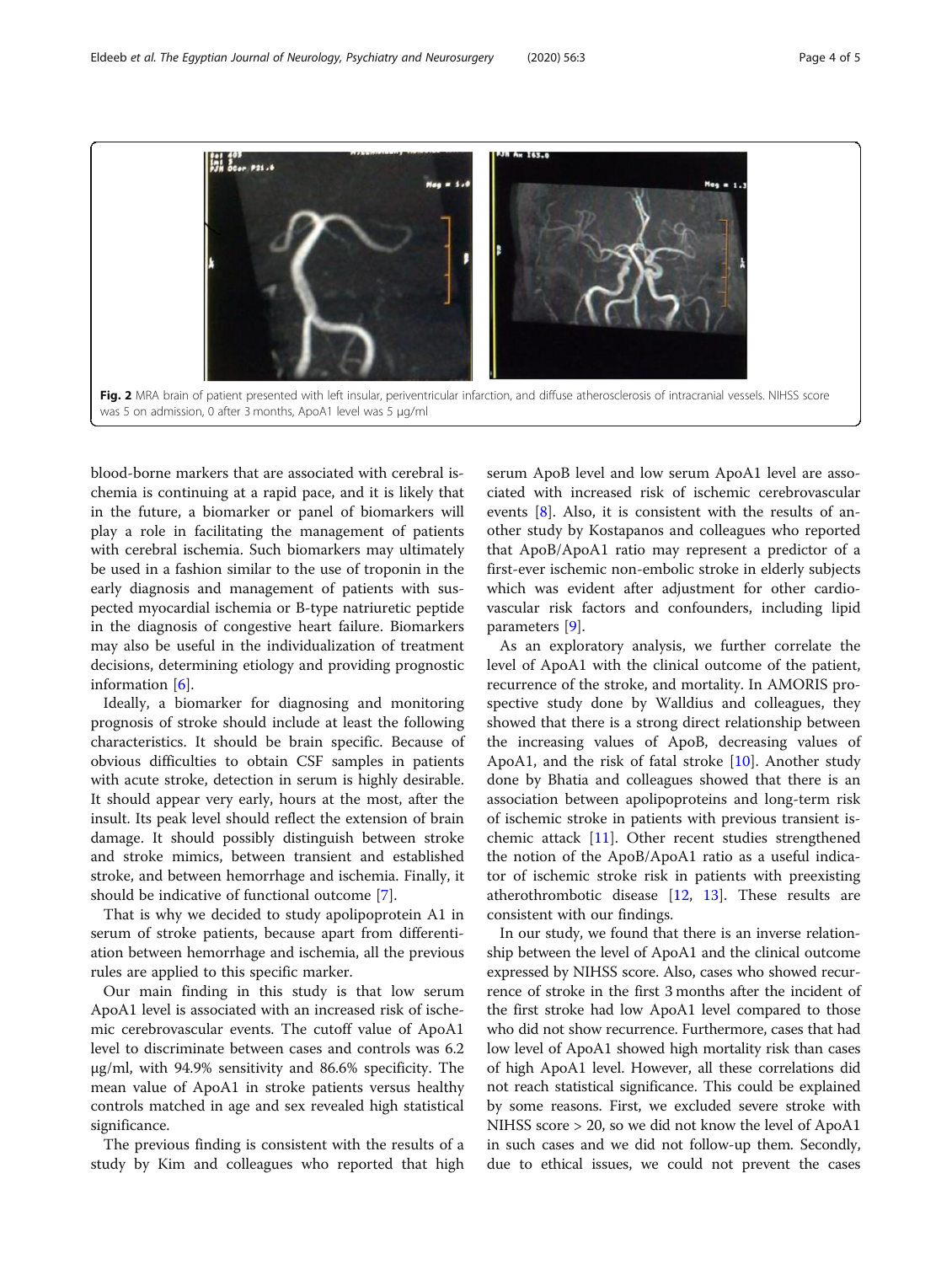Fig. 2 MRA brain of patient presented with left insular, periventricular infarction, and diffuse atherosclerosis of intracranial vessels. NIHSS score was 5 on admission, 0 after 3 months, ApoA1 level was 5 μg/ml

blood-borne markers that are associated with cerebral ischemia is continuing at a rapid pace, and it is likely that in the future, a biomarker or panel of biomarkers will play a role in facilitating the management of patients with cerebral ischemia. Such biomarkers may ultimately be used in a fashion similar to the use of troponin in the early diagnosis and management of patients with suspected myocardial ischemia or B-type natriuretic peptide in the diagnosis of congestive heart failure. Biomarkers may also be useful in the individualization of treatment decisions, determining etiology and providing prognostic information [6].

Ideally, a biomarker for diagnosing and monitoring prognosis of stroke should include at least the following characteristics. It should be brain specific. Because of obvious difficulties to obtain CSF samples in patients with acute stroke, detection in serum is highly desirable. It should appear very early, hours at the most, after the insult. Its peak level should reflect the extension of brain damage. It should possibly distinguish between stroke and stroke mimics, between transient and established stroke, and between hemorrhage and ischemia. Finally, it should be indicative of functional outcome [7].

That is why we decided to study apolipoprotein A1 in serum of stroke patients, because apart from differentiation between hemorrhage and ischemia, all the previous rules are applied to this specific marker.

Our main finding in this study is that low serum ApoA1 level is associated with an increased risk of ischemic cerebrovascular events. The cutoff value of ApoA1 level to discriminate between cases and controls was 6.2 μg/ml, with 94.9% sensitivity and 86.6% specificity. The mean value of ApoA1 in stroke patients versus healthy controls matched in age and sex revealed high statistical significance.

The previous finding is consistent with the results of a study by Kim and colleagues who reported that high serum ApoB level and low serum ApoA1 level are associated with increased risk of ischemic cerebrovascular events [8]. Also, it is consistent with the results of another study by Kostapanos and colleagues who reported that ApoB/ApoA1 ratio may represent a predictor of a first-ever ischemic non-embolic stroke in elderly subjects which was evident after adjustment for other cardiovascular risk factors and confounders, including lipid parameters [9].

As an exploratory analysis, we further correlate the level of ApoA1 with the clinical outcome of the patient, recurrence of the stroke, and mortality. In AMORIS prospective study done by Walldius and colleagues, they showed that there is a strong direct relationship between the increasing values of ApoB, decreasing values of ApoA1, and the risk of fatal stroke [10]. Another study done by Bhatia and colleagues showed that there is an association between apolipoproteins and long-term risk of ischemic stroke in patients with previous transient ischemic attack [11]. Other recent studies strengthened the notion of the ApoB/ApoA1 ratio as a useful indicator of ischemic stroke risk in patients with preexisting atherothrombotic disease [12, 13]. These results are consistent with our findings.

In our study, we found that there is an inverse relationship between the level of ApoA1 and the clinical outcome expressed by NIHSS score. Also, cases who showed recurrence of stroke in the first 3 months after the incident of the first stroke had low ApoA1 level compared to those who did not show recurrence. Furthermore, cases that had low level of ApoA1 showed high mortality risk than cases of high ApoA1 level. However, all these correlations did not reach statistical significance. This could be explained by some reasons. First, we excluded severe stroke with NIHSS score > 20, so we did not know the level of ApoA1 in such cases and we did not follow-up them. Secondly, due to ethical issues, we could not prevent the cases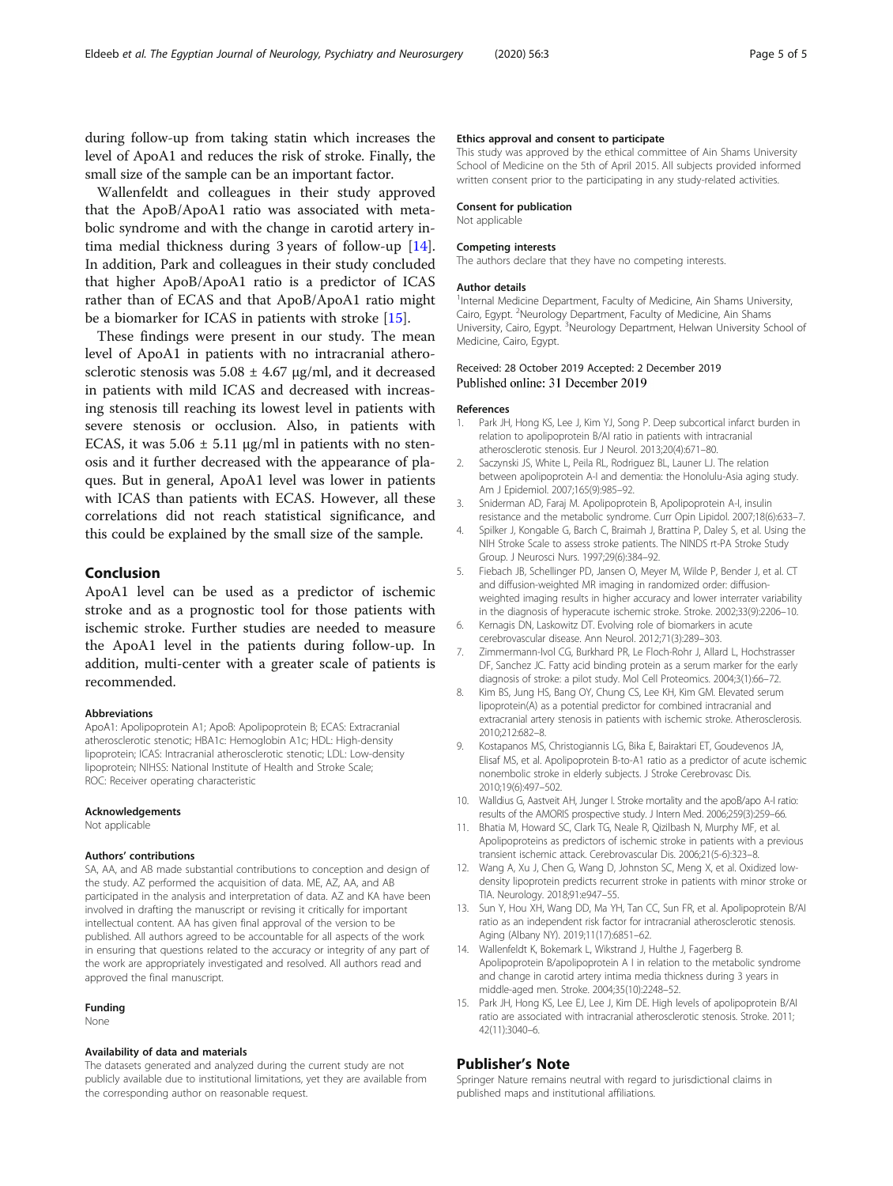during follow-up from taking statin which increases the level of ApoA1 and reduces the risk of stroke. Finally, the small size of the sample can be an important factor.

Wallenfeldt and colleagues in their study approved that the ApoB/ApoA1 ratio was associated with metabolic syndrome and with the change in carotid artery intima medial thickness during 3 years of follow-up [14]. In addition, Park and colleagues in their study concluded that higher ApoB/ApoA1 ratio is a predictor of ICAS rather than of ECAS and that ApoB/ApoA1 ratio might be a biomarker for ICAS in patients with stroke [15].

These findings were present in our study. The mean level of ApoA1 in patients with no intracranial atherosclerotic stenosis was $5.08 \pm 4.67$ μg/ml, and it decreased in patients with mild ICAS and decreased with increasing stenosis till reaching its lowest level in patients with severe stenosis or occlusion. Also, in patients with ECAS, it was $5.06 \pm 5.11$ μg/ml in patients with no stenosis and it further decreased with the appearance of plaques. But in general, ApoA1 level was lower in patients with ICAS than patients with ECAS. However, all these correlations did not reach statistical significance, and this could be explained by the small size of the sample.

## Conclusion

ApoA1 level can be used as a predictor of ischemic stroke and as a prognostic tool for those patients with ischemic stroke. Further studies are needed to measure the ApoA1 level in the patients during follow-up. In addition, multi-center with a greater scale of patients is recommended.

#### Abbreviations

ApoA1: Apolipoprotein A1; ApoB: Apolipoprotein B; ECAS: Extracranial atherosclerotic stenotic; HBA1c: Hemoglobin A1c; HDL: High-density lipoprotein; ICAS: Intracranial atherosclerotic stenotic; LDL: Low-density lipoprotein; NIHSS: National Institute of Health and Stroke Scale; ROC: Receiver operating characteristic

#### Acknowledgements

Not applicable

#### Authors' contributions

SA, AA, and AB made substantial contributions to conception and design of the study. AZ performed the acquisition of data. ME, AZ, AA, and AB participated in the analysis and interpretation of data. AZ and KA have been involved in drafting the manuscript or revising it critically for important intellectual content. AA has given final approval of the version to be published. All authors agreed to be accountable for all aspects of the work in ensuring that questions related to the accuracy or integrity of any part of the work are appropriately investigated and resolved. All authors read and approved the final manuscript.

#### Funding

None

#### Availability of data and materials

The datasets generated and analyzed during the current study are not publicly available due to institutional limitations, yet they are available from the corresponding author on reasonable request.

#### Ethics approval and consent to participate

This study was approved by the ethical committee of Ain Shams University School of Medicine on the 5th of April 2015. All subjects provided informed written consent prior to the participating in any study-related activities.

#### Consent for publication

Not applicable

#### Competing interests

The authors declare that they have no competing interests.

#### Author details

[1]Internal Medicine Department, Faculty of Medicine, Ain Shams University, Cairo, Egypt. [2]Neurology Department, Faculty of Medicine, Ain Shams University, Cairo, Egypt. [3]Neurology Department, Helwan University School of Medicine, Cairo, Egypt.

Received: 28 October 2019 Accepted: 2 December 2019
Published online: 31 December 2019

#### References

1. Park JH, Hong KS, Lee J, Kim YJ, Song P. Deep subcortical infarct burden in relation to apolipoprotein B/AI ratio in patients with intracranial atherosclerotic stenosis. Eur J Neurol. 2013;20(4):671–80.
2. Saczynski JS, White L, Peila RL, Rodriguez BL, Launer LJ. The relation between apolipoprotein A-I and dementia: the Honolulu-Asia aging study. Am J Epidemiol. 2007;165(9):985–92.
3. Sniderman AD, Faraj M. Apolipoprotein B, Apolipoprotein A-I, insulin resistance and the metabolic syndrome. Curr Opin Lipidol. 2007;18(6):633–7.
4. Spilker J, Kongable G, Barch C, Braimah J, Brattina P, Daley S, et al. Using the NIH Stroke Scale to assess stroke patients. The NINDS rt-PA Stroke Study Group. J Neurosci Nurs. 1997;29(6):384–92.
5. Fiebach JB, Schellinger PD, Jansen O, Meyer M, Wilde P, Bender J, et al. CT and diffusion-weighted MR imaging in randomized order: diffusion-weighted imaging results in higher accuracy and lower interrater variability in the diagnosis of hyperacute ischemic stroke. Stroke. 2002;33(9):2206–10.
6. Kernagis DN, Laskowitz DT. Evolving role of biomarkers in acute cerebrovascular disease. Ann Neurol. 2012;71(3):289–303.
7. Zimmermann-Ivol CG, Burkhard PR, Le Floch-Rohr J, Allard L, Hochstrasser DF, Sanchez JC. Fatty acid binding protein as a serum marker for the early diagnosis of stroke: a pilot study. Mol Cell Proteomics. 2004;3(1):66–72.
8. Kim BS, Jung HS, Bang OY, Chung CS, Lee KH, Kim GM. Elevated serum lipoprotein(A) as a potential predictor for combined intracranial and extracranial artery stenosis in patients with ischemic stroke. Atherosclerosis. 2010;212:682–8.
9. Kostapanos MS, Christogiannis LG, Bika E, Bairaktari ET, Goudevenos JA, Elisaf MS, et al. Apolipoprotein B-to-A1 ratio as a predictor of acute ischemic nonembolic stroke in elderly subjects. J Stroke Cerebrovasc Dis. 2010;19(6):497–502.
10. Walldius G, Aastveit AH, Junger I. Stroke mortality and the apoB/apo A-I ratio: results of the AMORIS prospective study. J Intern Med. 2006;259(3):259–66.
11. Bhatia M, Howard SC, Clark TG, Neale R, Qizilbash N, Murphy MF, et al. Apolipoproteins as predictors of ischemic stroke in patients with a previous transient ischemic attack. Cerebrovascular Dis. 2006;21(5-6):323–8.
12. Wang A, Xu J, Chen G, Wang D, Johnston SC, Meng X, et al. Oxidized low-density lipoprotein predicts recurrent stroke in patients with minor stroke or TIA. Neurology. 2018;91:e947–55.
13. Sun Y, Hou XH, Wang DD, Ma YH, Tan CC, Sun FR, et al. Apolipoprotein B/AI ratio as an independent risk factor for intracranial atherosclerotic stenosis. Aging (Albany NY). 2019;11(17):6851–62.
14. Wallenfeldt K, Bokemark L, Wikstrand J, Hulthe J, Fagerberg B. Apolipoprotein B/apolipoprotein A I in relation to the metabolic syndrome and change in carotid artery intima media thickness during 3 years in middle-aged men. Stroke. 2004;35(10):2248–52.
15. Park JH, Hong KS, Lee EJ, Lee J, Kim DE. High levels of apolipoprotein B/AI ratio are associated with intracranial atherosclerotic stenosis. Stroke. 2011;42(11):3040–6.

## Publisher's Note

Springer Nature remains neutral with regard to jurisdictional claims in published maps and institutional affiliations.